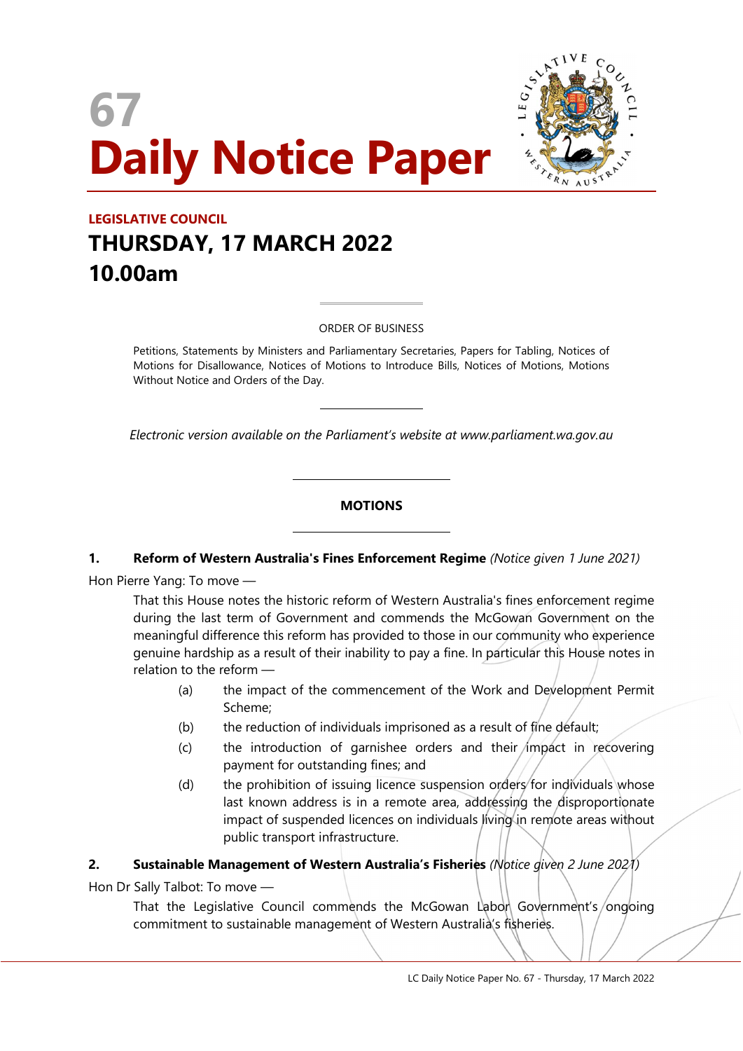# 67
# Daily Notice Paper

## LEGISLATIVE COUNCIL
## THURSDAY, 17 MARCH 2022
## 10.00am

ORDER OF BUSINESS

Petitions, Statements by Ministers and Parliamentary Secretaries, Papers for Tabling, Notices of Motions for Disallowance, Notices of Motions to Introduce Bills, Notices of Motions, Motions Without Notice and Orders of the Day.

*Electronic version available on the Parliament's website at www.parliament.wa.gov.au*

### MOTIONS

**1. Reform of Western Australia's Fines Enforcement Regime** *(Notice given 1 June 2021)*

Hon Pierre Yang: To move —

That this House notes the historic reform of Western Australia's fines enforcement regime during the last term of Government and commends the McGowan Government on the meaningful difference this reform has provided to those in our community who experience genuine hardship as a result of their inability to pay a fine. In particular this House notes in relation to the reform —

(a) the impact of the commencement of the Work and Development Permit Scheme;

(b) the reduction of individuals imprisoned as a result of fine default;

(c) the introduction of garnishee orders and their impact in recovering payment for outstanding fines; and

(d) the prohibition of issuing licence suspension orders for individuals whose last known address is in a remote area, addressing the disproportionate impact of suspended licences on individuals living in remote areas without public transport infrastructure.

**2. Sustainable Management of Western Australia's Fisheries** *(Notice given 2 June 2021)*

Hon Dr Sally Talbot: To move —

That the Legislative Council commends the McGowan Labor Government's ongoing commitment to sustainable management of Western Australia's fisheries.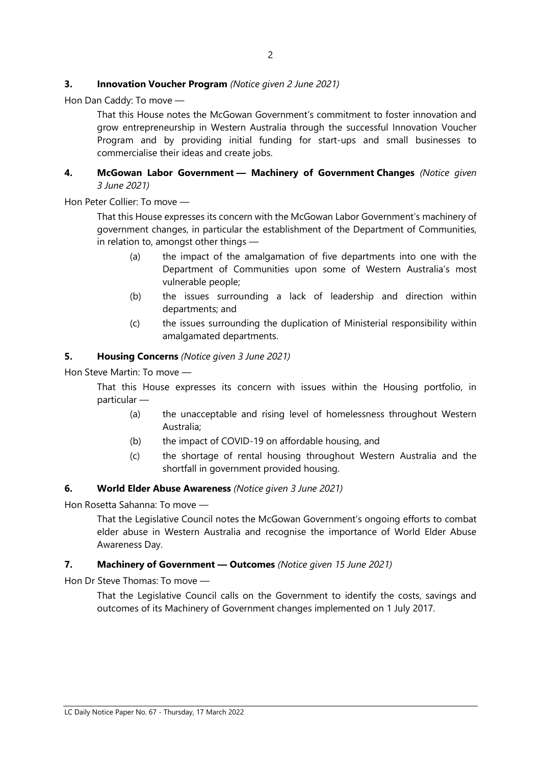**3. Innovation Voucher Program** *(Notice given 2 June 2021)*

Hon Dan Caddy: To move —

> That this House notes the McGowan Government's commitment to foster innovation and grow entrepreneurship in Western Australia through the successful Innovation Voucher Program and by providing initial funding for start-ups and small businesses to commercialise their ideas and create jobs.

**4. McGowan Labor Government — Machinery of Government Changes** *(Notice given 3 June 2021)*

Hon Peter Collier: To move —

> That this House expresses its concern with the McGowan Labor Government's machinery of government changes, in particular the establishment of the Department of Communities, in relation to, amongst other things —
>
> (a) the impact of the amalgamation of five departments into one with the Department of Communities upon some of Western Australia's most vulnerable people;
>
> (b) the issues surrounding a lack of leadership and direction within departments; and
>
> (c) the issues surrounding the duplication of Ministerial responsibility within amalgamated departments.

**5. Housing Concerns** *(Notice given 3 June 2021)*

Hon Steve Martin: To move —

> That this House expresses its concern with issues within the Housing portfolio, in particular —
>
> (a) the unacceptable and rising level of homelessness throughout Western Australia;
>
> (b) the impact of COVID-19 on affordable housing, and
>
> (c) the shortage of rental housing throughout Western Australia and the shortfall in government provided housing.

**6. World Elder Abuse Awareness** *(Notice given 3 June 2021)*

Hon Rosetta Sahanna: To move —

> That the Legislative Council notes the McGowan Government's ongoing efforts to combat elder abuse in Western Australia and recognise the importance of World Elder Abuse Awareness Day.

**7. Machinery of Government — Outcomes** *(Notice given 15 June 2021)*

Hon Dr Steve Thomas: To move —

> That the Legislative Council calls on the Government to identify the costs, savings and outcomes of its Machinery of Government changes implemented on 1 July 2017.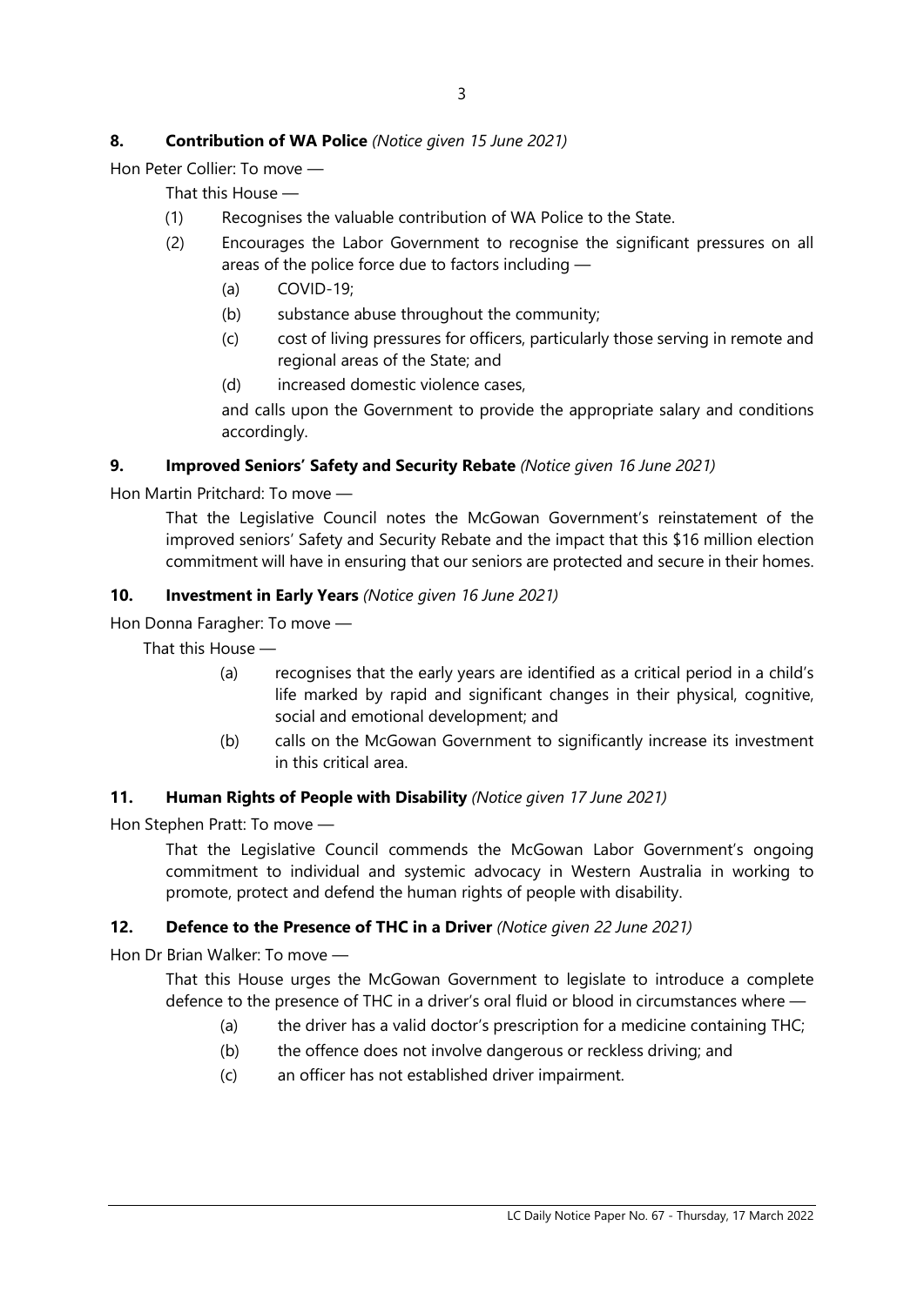**8. Contribution of WA Police** *(Notice given 15 June 2021)*

Hon Peter Collier: To move —

That this House —

(1) Recognises the valuable contribution of WA Police to the State.

(2) Encourages the Labor Government to recognise the significant pressures on all areas of the police force due to factors including —

(a) COVID-19;

(b) substance abuse throughout the community;

(c) cost of living pressures for officers, particularly those serving in remote and regional areas of the State; and

(d) increased domestic violence cases,

and calls upon the Government to provide the appropriate salary and conditions accordingly.

**9. Improved Seniors' Safety and Security Rebate** *(Notice given 16 June 2021)*

Hon Martin Pritchard: To move —

That the Legislative Council notes the McGowan Government's reinstatement of the improved seniors' Safety and Security Rebate and the impact that this $16 million election commitment will have in ensuring that our seniors are protected and secure in their homes.

**10. Investment in Early Years** *(Notice given 16 June 2021)*

Hon Donna Faragher: To move —

That this House —

(a) recognises that the early years are identified as a critical period in a child's life marked by rapid and significant changes in their physical, cognitive, social and emotional development; and

(b) calls on the McGowan Government to significantly increase its investment in this critical area.

**11. Human Rights of People with Disability** *(Notice given 17 June 2021)*

Hon Stephen Pratt: To move —

That the Legislative Council commends the McGowan Labor Government's ongoing commitment to individual and systemic advocacy in Western Australia in working to promote, protect and defend the human rights of people with disability.

**12. Defence to the Presence of THC in a Driver** *(Notice given 22 June 2021)*

Hon Dr Brian Walker: To move —

That this House urges the McGowan Government to legislate to introduce a complete defence to the presence of THC in a driver's oral fluid or blood in circumstances where —

(a) the driver has a valid doctor's prescription for a medicine containing THC;

(b) the offence does not involve dangerous or reckless driving; and

(c) an officer has not established driver impairment.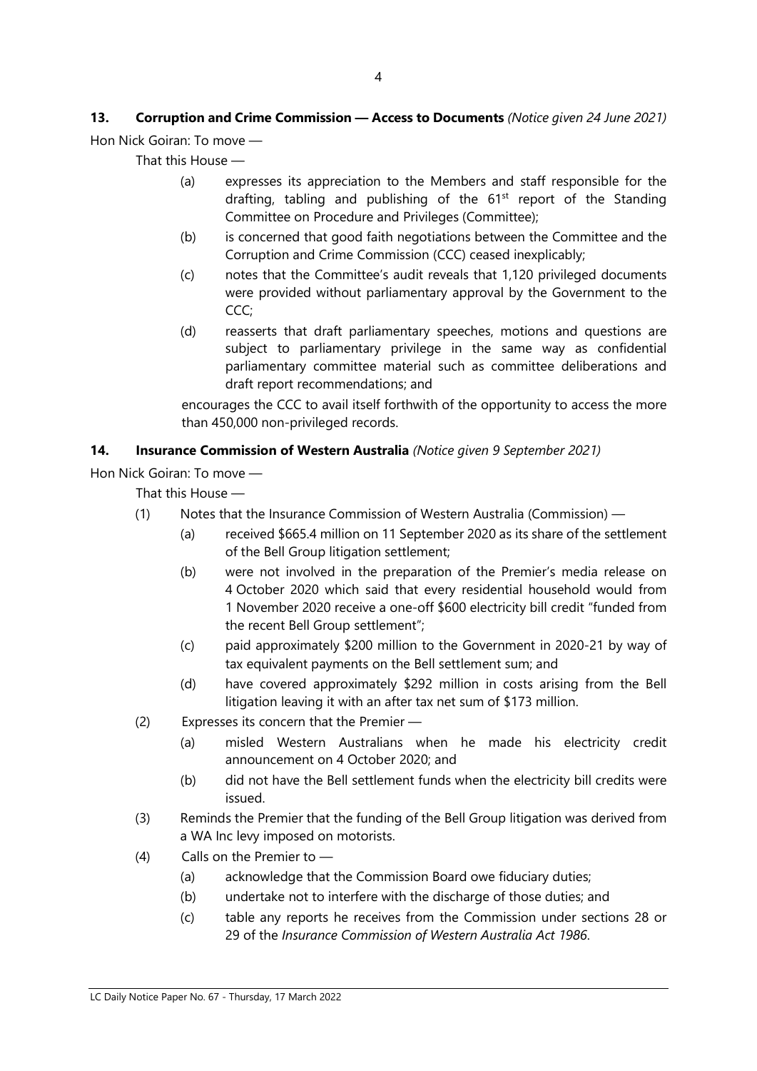**13. Corruption and Crime Commission — Access to Documents** *(Notice given 24 June 2021)*

Hon Nick Goiran: To move —

That this House —

(a) expresses its appreciation to the Members and staff responsible for the drafting, tabling and publishing of the 61st report of the Standing Committee on Procedure and Privileges (Committee);

(b) is concerned that good faith negotiations between the Committee and the Corruption and Crime Commission (CCC) ceased inexplicably;

(c) notes that the Committee's audit reveals that 1,120 privileged documents were provided without parliamentary approval by the Government to the CCC;

(d) reasserts that draft parliamentary speeches, motions and questions are subject to parliamentary privilege in the same way as confidential parliamentary committee material such as committee deliberations and draft report recommendations; and

encourages the CCC to avail itself forthwith of the opportunity to access the more than 450,000 non-privileged records.

**14. Insurance Commission of Western Australia** *(Notice given 9 September 2021)*

Hon Nick Goiran: To move —

That this House —

(1) Notes that the Insurance Commission of Western Australia (Commission) —

(a) received $665.4 million on 11 September 2020 as its share of the settlement of the Bell Group litigation settlement;

(b) were not involved in the preparation of the Premier's media release on 4 October 2020 which said that every residential household would from 1 November 2020 receive a one-off $600 electricity bill credit "funded from the recent Bell Group settlement";

(c) paid approximately $200 million to the Government in 2020-21 by way of tax equivalent payments on the Bell settlement sum; and

(d) have covered approximately $292 million in costs arising from the Bell litigation leaving it with an after tax net sum of $173 million.

(2) Expresses its concern that the Premier —

(a) misled Western Australians when he made his electricity credit announcement on 4 October 2020; and

(b) did not have the Bell settlement funds when the electricity bill credits were issued.

(3) Reminds the Premier that the funding of the Bell Group litigation was derived from a WA Inc levy imposed on motorists.

(4) Calls on the Premier to —

(a) acknowledge that the Commission Board owe fiduciary duties;

(b) undertake not to interfere with the discharge of those duties; and

(c) table any reports he receives from the Commission under sections 28 or 29 of the *Insurance Commission of Western Australia Act 1986*.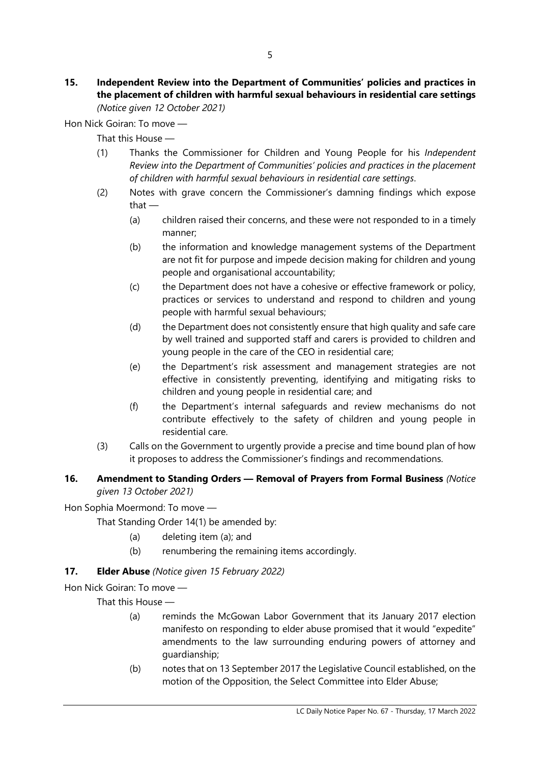**15. Independent Review into the Department of Communities' policies and practices in the placement of children with harmful sexual behaviours in residential care settings** *(Notice given 12 October 2021)*

Hon Nick Goiran: To move —

That this House —

(1) Thanks the Commissioner for Children and Young People for his *Independent Review into the Department of Communities' policies and practices in the placement of children with harmful sexual behaviours in residential care settings*.

(2) Notes with grave concern the Commissioner's damning findings which expose that —

(a) children raised their concerns, and these were not responded to in a timely manner;

(b) the information and knowledge management systems of the Department are not fit for purpose and impede decision making for children and young people and organisational accountability;

(c) the Department does not have a cohesive or effective framework or policy, practices or services to understand and respond to children and young people with harmful sexual behaviours;

(d) the Department does not consistently ensure that high quality and safe care by well trained and supported staff and carers is provided to children and young people in the care of the CEO in residential care;

(e) the Department's risk assessment and management strategies are not effective in consistently preventing, identifying and mitigating risks to children and young people in residential care; and

(f) the Department's internal safeguards and review mechanisms do not contribute effectively to the safety of children and young people in residential care.

(3) Calls on the Government to urgently provide a precise and time bound plan of how it proposes to address the Commissioner's findings and recommendations.

**16. Amendment to Standing Orders — Removal of Prayers from Formal Business** *(Notice given 13 October 2021)*

Hon Sophia Moermond: To move —

That Standing Order 14(1) be amended by:

(a) deleting item (a); and

(b) renumbering the remaining items accordingly.

**17. Elder Abuse** *(Notice given 15 February 2022)*

Hon Nick Goiran: To move —

That this House —

(a) reminds the McGowan Labor Government that its January 2017 election manifesto on responding to elder abuse promised that it would "expedite" amendments to the law surrounding enduring powers of attorney and guardianship;

(b) notes that on 13 September 2017 the Legislative Council established, on the motion of the Opposition, the Select Committee into Elder Abuse;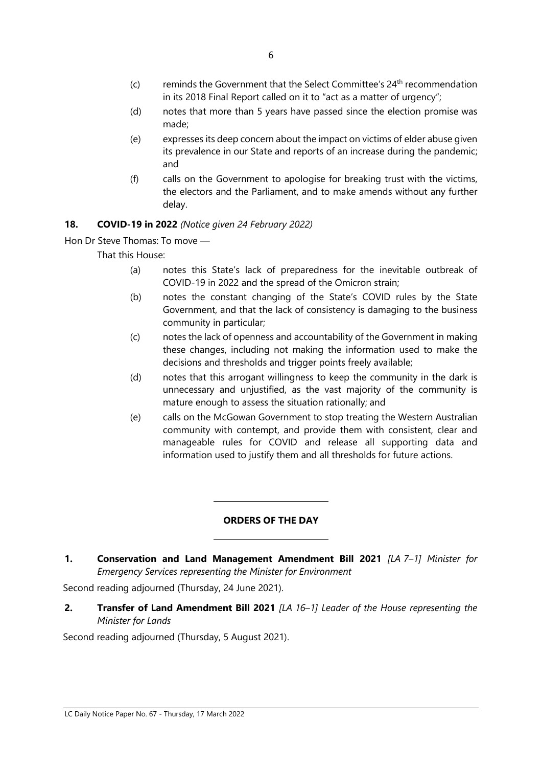(c) reminds the Government that the Select Committee's 24th recommendation in its 2018 Final Report called on it to "act as a matter of urgency";

(d) notes that more than 5 years have passed since the election promise was made;

(e) expresses its deep concern about the impact on victims of elder abuse given its prevalence in our State and reports of an increase during the pandemic; and

(f) calls on the Government to apologise for breaking trust with the victims, the electors and the Parliament, and to make amends without any further delay.

**18. COVID-19 in 2022** *(Notice given 24 February 2022)*

Hon Dr Steve Thomas: To move —

That this House:

(a) notes this State's lack of preparedness for the inevitable outbreak of COVID-19 in 2022 and the spread of the Omicron strain;

(b) notes the constant changing of the State's COVID rules by the State Government, and that the lack of consistency is damaging to the business community in particular;

(c) notes the lack of openness and accountability of the Government in making these changes, including not making the information used to make the decisions and thresholds and trigger points freely available;

(d) notes that this arrogant willingness to keep the community in the dark is unnecessary and unjustified, as the vast majority of the community is mature enough to assess the situation rationally; and

(e) calls on the McGowan Government to stop treating the Western Australian community with contempt, and provide them with consistent, clear and manageable rules for COVID and release all supporting data and information used to justify them and all thresholds for future actions.

---

## ORDERS OF THE DAY

---

**1. Conservation and Land Management Amendment Bill 2021** *[LA 7–1] Minister for Emergency Services representing the Minister for Environment*

Second reading adjourned (Thursday, 24 June 2021).

**2. Transfer of Land Amendment Bill 2021** *[LA 16–1] Leader of the House representing the Minister for Lands*

Second reading adjourned (Thursday, 5 August 2021).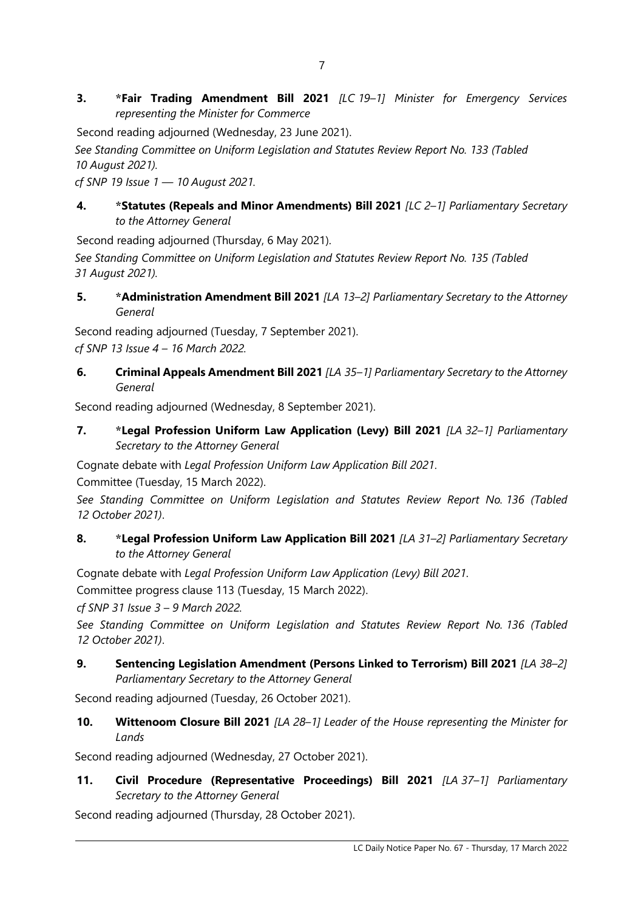**3. \*Fair Trading Amendment Bill 2021** *[LC 19–1] Minister for Emergency Services representing the Minister for Commerce*

Second reading adjourned (Wednesday, 23 June 2021).

*See Standing Committee on Uniform Legislation and Statutes Review Report No. 133 (Tabled 10 August 2021).*

*cf SNP 19 Issue 1 — 10 August 2021.*

**4. \*Statutes (Repeals and Minor Amendments) Bill 2021** *[LC 2–1] Parliamentary Secretary to the Attorney General*

Second reading adjourned (Thursday, 6 May 2021).

*See Standing Committee on Uniform Legislation and Statutes Review Report No. 135 (Tabled 31 August 2021).*

**5. \*Administration Amendment Bill 2021** *[LA 13–2] Parliamentary Secretary to the Attorney General*

Second reading adjourned (Tuesday, 7 September 2021).

*cf SNP 13 Issue 4 – 16 March 2022.*

**6. Criminal Appeals Amendment Bill 2021** *[LA 35–1] Parliamentary Secretary to the Attorney General*

Second reading adjourned (Wednesday, 8 September 2021).

**7. \*Legal Profession Uniform Law Application (Levy) Bill 2021** *[LA 32–1] Parliamentary Secretary to the Attorney General*

Cognate debate with *Legal Profession Uniform Law Application Bill 2021*.

Committee (Tuesday, 15 March 2022).

*See Standing Committee on Uniform Legislation and Statutes Review Report No. 136 (Tabled 12 October 2021)*.

**8. \*Legal Profession Uniform Law Application Bill 2021** *[LA 31–2] Parliamentary Secretary to the Attorney General*

Cognate debate with *Legal Profession Uniform Law Application (Levy) Bill 2021*.

Committee progress clause 113 (Tuesday, 15 March 2022).

*cf SNP 31 Issue 3 – 9 March 2022.*

*See Standing Committee on Uniform Legislation and Statutes Review Report No. 136 (Tabled 12 October 2021)*.

**9. Sentencing Legislation Amendment (Persons Linked to Terrorism) Bill 2021** *[LA 38–2] Parliamentary Secretary to the Attorney General*

Second reading adjourned (Tuesday, 26 October 2021).

**10. Wittenoom Closure Bill 2021** *[LA 28–1] Leader of the House representing the Minister for Lands*

Second reading adjourned (Wednesday, 27 October 2021).

**11. Civil Procedure (Representative Proceedings) Bill 2021** *[LA 37–1] Parliamentary Secretary to the Attorney General*

Second reading adjourned (Thursday, 28 October 2021).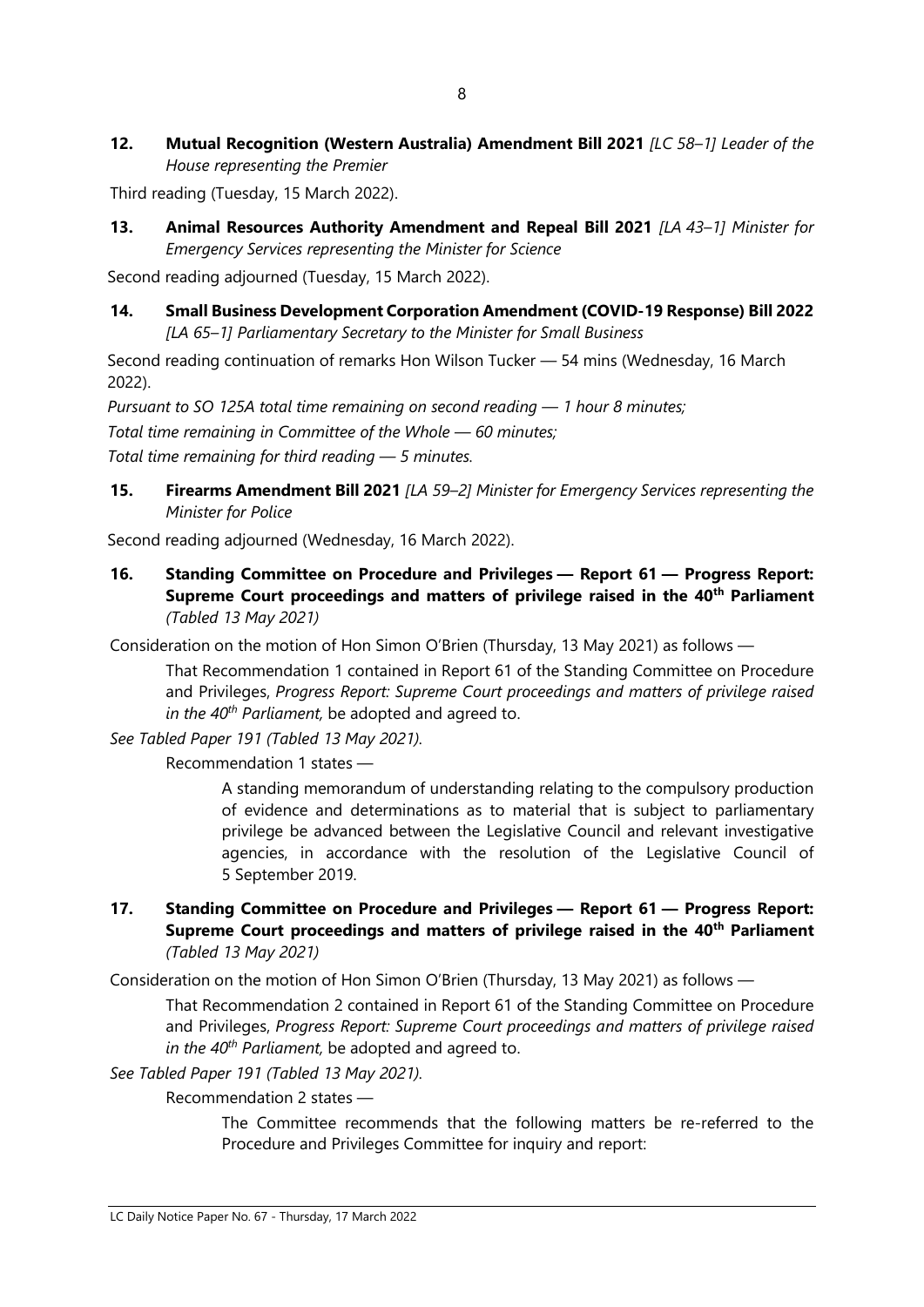**12. Mutual Recognition (Western Australia) Amendment Bill 2021** *[LC 58–1] Leader of the House representing the Premier*

Third reading (Tuesday, 15 March 2022).

**13. Animal Resources Authority Amendment and Repeal Bill 2021** *[LA 43–1] Minister for Emergency Services representing the Minister for Science*

Second reading adjourned (Tuesday, 15 March 2022).

**14. Small Business Development Corporation Amendment (COVID-19 Response) Bill 2022** *[LA 65–1] Parliamentary Secretary to the Minister for Small Business*

Second reading continuation of remarks Hon Wilson Tucker — 54 mins (Wednesday, 16 March 2022).

*Pursuant to SO 125A total time remaining on second reading — 1 hour 8 minutes;*

*Total time remaining in Committee of the Whole — 60 minutes;*

*Total time remaining for third reading — 5 minutes.*

**15. Firearms Amendment Bill 2021** *[LA 59–2] Minister for Emergency Services representing the Minister for Police*

Second reading adjourned (Wednesday, 16 March 2022).

**16. Standing Committee on Procedure and Privileges — Report 61 — Progress Report: Supreme Court proceedings and matters of privilege raised in the 40th Parliament** *(Tabled 13 May 2021)*

Consideration on the motion of Hon Simon O'Brien (Thursday, 13 May 2021) as follows —

> That Recommendation 1 contained in Report 61 of the Standing Committee on Procedure and Privileges, *Progress Report: Supreme Court proceedings and matters of privilege raised in the 40th Parliament,* be adopted and agreed to.

*See Tabled Paper 191 (Tabled 13 May 2021).*

> Recommendation 1 states —
>
> > A standing memorandum of understanding relating to the compulsory production of evidence and determinations as to material that is subject to parliamentary privilege be advanced between the Legislative Council and relevant investigative agencies, in accordance with the resolution of the Legislative Council of 5 September 2019.

**17. Standing Committee on Procedure and Privileges — Report 61 — Progress Report: Supreme Court proceedings and matters of privilege raised in the 40th Parliament** *(Tabled 13 May 2021)*

Consideration on the motion of Hon Simon O'Brien (Thursday, 13 May 2021) as follows —

> That Recommendation 2 contained in Report 61 of the Standing Committee on Procedure and Privileges, *Progress Report: Supreme Court proceedings and matters of privilege raised in the 40th Parliament,* be adopted and agreed to.

*See Tabled Paper 191 (Tabled 13 May 2021).*

> Recommendation 2 states —
>
> > The Committee recommends that the following matters be re-referred to the Procedure and Privileges Committee for inquiry and report: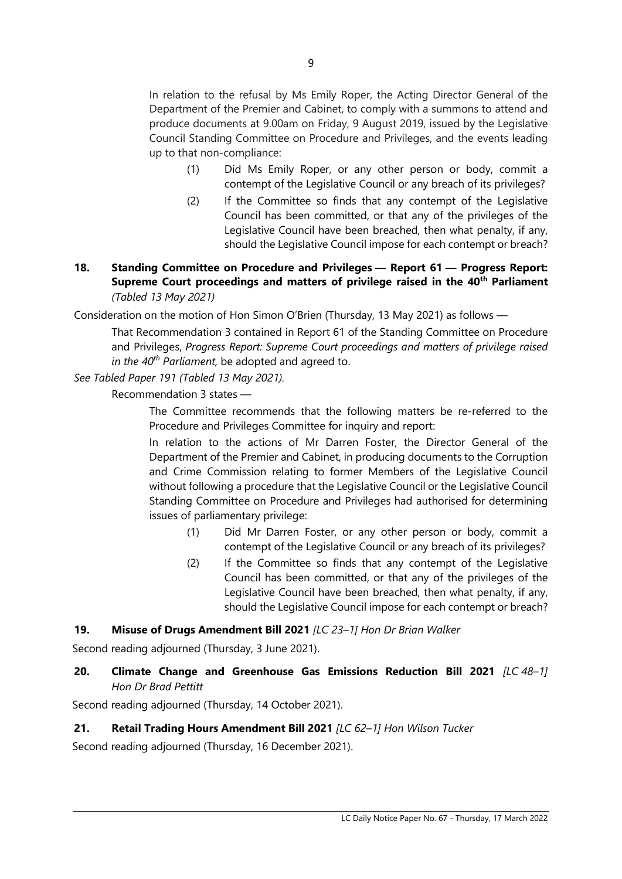In relation to the refusal by Ms Emily Roper, the Acting Director General of the Department of the Premier and Cabinet, to comply with a summons to attend and produce documents at 9.00am on Friday, 9 August 2019, issued by the Legislative Council Standing Committee on Procedure and Privileges, and the events leading up to that non-compliance:

(1) Did Ms Emily Roper, or any other person or body, commit a contempt of the Legislative Council or any breach of its privileges?

(2) If the Committee so finds that any contempt of the Legislative Council has been committed, or that any of the privileges of the Legislative Council have been breached, then what penalty, if any, should the Legislative Council impose for each contempt or breach?

**18. Standing Committee on Procedure and Privileges — Report 61 — Progress Report: Supreme Court proceedings and matters of privilege raised in the 40th Parliament** *(Tabled 13 May 2021)*

Consideration on the motion of Hon Simon O'Brien (Thursday, 13 May 2021) as follows —

That Recommendation 3 contained in Report 61 of the Standing Committee on Procedure and Privileges, *Progress Report: Supreme Court proceedings and matters of privilege raised in the 40th Parliament,* be adopted and agreed to.

*See Tabled Paper 191 (Tabled 13 May 2021).*

Recommendation 3 states —

The Committee recommends that the following matters be re-referred to the Procedure and Privileges Committee for inquiry and report:

In relation to the actions of Mr Darren Foster, the Director General of the Department of the Premier and Cabinet, in producing documents to the Corruption and Crime Commission relating to former Members of the Legislative Council without following a procedure that the Legislative Council or the Legislative Council Standing Committee on Procedure and Privileges had authorised for determining issues of parliamentary privilege:

(1) Did Mr Darren Foster, or any other person or body, commit a contempt of the Legislative Council or any breach of its privileges?

(2) If the Committee so finds that any contempt of the Legislative Council has been committed, or that any of the privileges of the Legislative Council have been breached, then what penalty, if any, should the Legislative Council impose for each contempt or breach?

**19. Misuse of Drugs Amendment Bill 2021** *[LC 23–1] Hon Dr Brian Walker*

Second reading adjourned (Thursday, 3 June 2021).

**20. Climate Change and Greenhouse Gas Emissions Reduction Bill 2021** *[LC 48–1] Hon Dr Brad Pettitt*

Second reading adjourned (Thursday, 14 October 2021).

**21. Retail Trading Hours Amendment Bill 2021** *[LC 62–1] Hon Wilson Tucker*

Second reading adjourned (Thursday, 16 December 2021).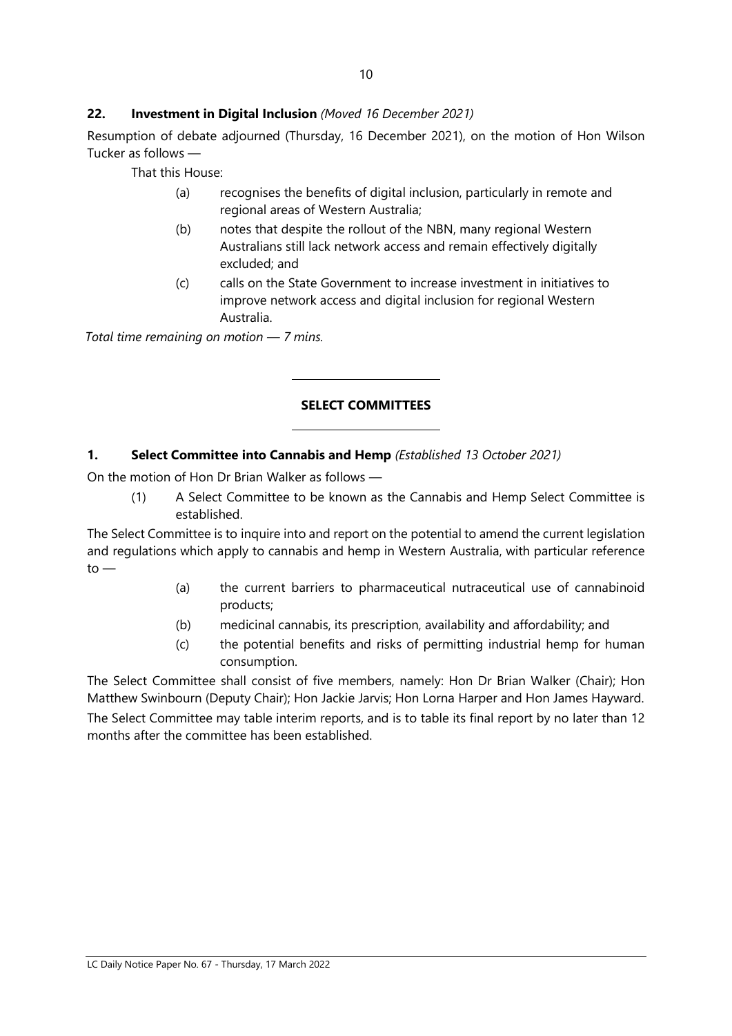**22. Investment in Digital Inclusion** *(Moved 16 December 2021)*

Resumption of debate adjourned (Thursday, 16 December 2021), on the motion of Hon Wilson Tucker as follows —

That this House:

(a) recognises the benefits of digital inclusion, particularly in remote and regional areas of Western Australia;

(b) notes that despite the rollout of the NBN, many regional Western Australians still lack network access and remain effectively digitally excluded; and

(c) calls on the State Government to increase investment in initiatives to improve network access and digital inclusion for regional Western Australia.

*Total time remaining on motion — 7 mins.*

---

## SELECT COMMITTEES

---

**1. Select Committee into Cannabis and Hemp** *(Established 13 October 2021)*

On the motion of Hon Dr Brian Walker as follows —

(1) A Select Committee to be known as the Cannabis and Hemp Select Committee is established.

The Select Committee is to inquire into and report on the potential to amend the current legislation and regulations which apply to cannabis and hemp in Western Australia, with particular reference to —

(a) the current barriers to pharmaceutical nutraceutical use of cannabinoid products;

(b) medicinal cannabis, its prescription, availability and affordability; and

(c) the potential benefits and risks of permitting industrial hemp for human consumption.

The Select Committee shall consist of five members, namely: Hon Dr Brian Walker (Chair); Hon Matthew Swinbourn (Deputy Chair); Hon Jackie Jarvis; Hon Lorna Harper and Hon James Hayward.

The Select Committee may table interim reports, and is to table its final report by no later than 12 months after the committee has been established.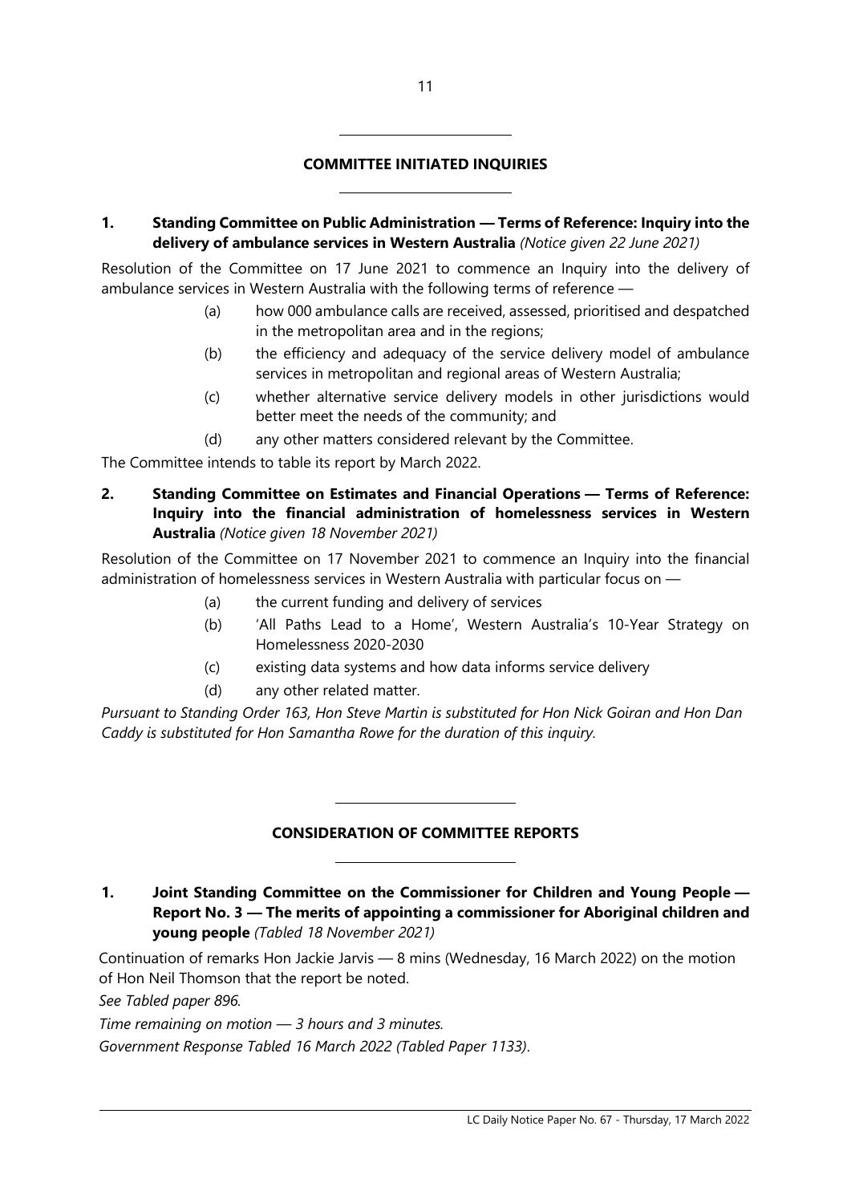## COMMITTEE INITIATED INQUIRIES

**1. Standing Committee on Public Administration — Terms of Reference: Inquiry into the delivery of ambulance services in Western Australia** *(Notice given 22 June 2021)*

Resolution of the Committee on 17 June 2021 to commence an Inquiry into the delivery of ambulance services in Western Australia with the following terms of reference —

(a) how 000 ambulance calls are received, assessed, prioritised and despatched in the metropolitan area and in the regions;

(b) the efficiency and adequacy of the service delivery model of ambulance services in metropolitan and regional areas of Western Australia;

(c) whether alternative service delivery models in other jurisdictions would better meet the needs of the community; and

(d) any other matters considered relevant by the Committee.

The Committee intends to table its report by March 2022.

**2. Standing Committee on Estimates and Financial Operations — Terms of Reference: Inquiry into the financial administration of homelessness services in Western Australia** *(Notice given 18 November 2021)*

Resolution of the Committee on 17 November 2021 to commence an Inquiry into the financial administration of homelessness services in Western Australia with particular focus on —

(a) the current funding and delivery of services

(b) 'All Paths Lead to a Home', Western Australia's 10-Year Strategy on Homelessness 2020-2030

(c) existing data systems and how data informs service delivery

(d) any other related matter.

*Pursuant to Standing Order 163, Hon Steve Martin is substituted for Hon Nick Goiran and Hon Dan Caddy is substituted for Hon Samantha Rowe for the duration of this inquiry.*

## CONSIDERATION OF COMMITTEE REPORTS

**1. Joint Standing Committee on the Commissioner for Children and Young People — Report No. 3 — The merits of appointing a commissioner for Aboriginal children and young people** *(Tabled 18 November 2021)*

Continuation of remarks Hon Jackie Jarvis — 8 mins (Wednesday, 16 March 2022) on the motion of Hon Neil Thomson that the report be noted.

*See Tabled paper 896.*

*Time remaining on motion — 3 hours and 3 minutes.*

*Government Response Tabled 16 March 2022 (Tabled Paper 1133).*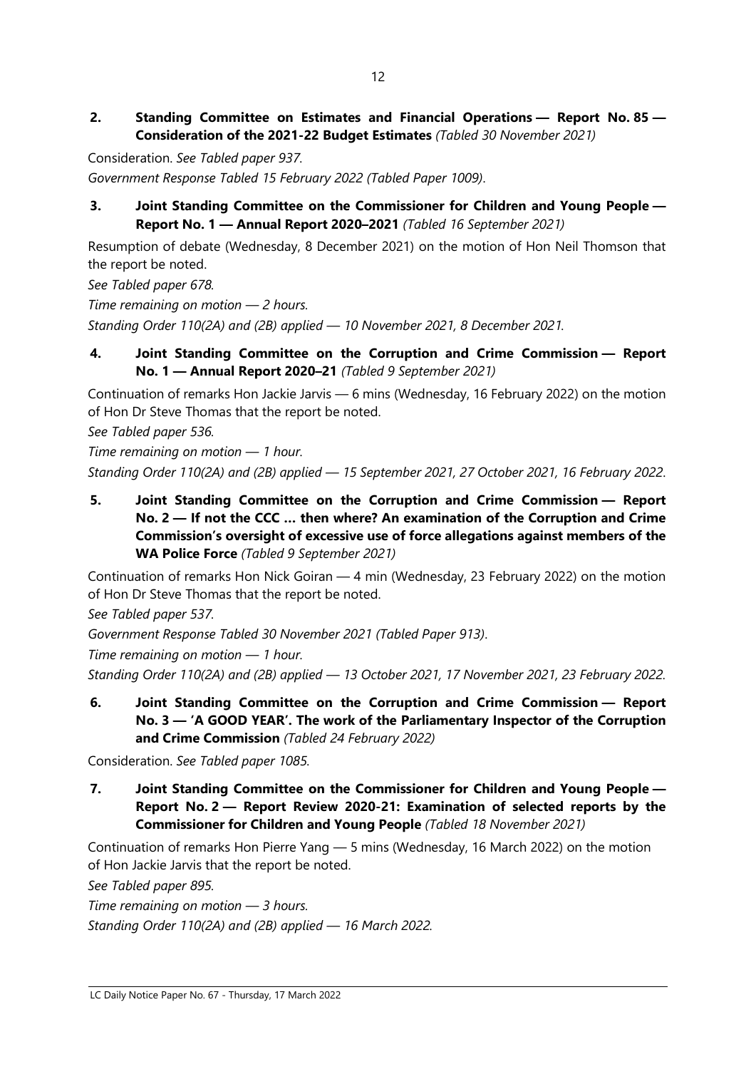**2. Standing Committee on Estimates and Financial Operations — Report No. 85 — Consideration of the 2021-22 Budget Estimates** *(Tabled 30 November 2021)*

Consideration. *See Tabled paper 937.*

*Government Response Tabled 15 February 2022 (Tabled Paper 1009).*

**3. Joint Standing Committee on the Commissioner for Children and Young People — Report No. 1 — Annual Report 2020–2021** *(Tabled 16 September 2021)*

Resumption of debate (Wednesday, 8 December 2021) on the motion of Hon Neil Thomson that the report be noted.

*See Tabled paper 678.*

*Time remaining on motion — 2 hours.*

*Standing Order 110(2A) and (2B) applied — 10 November 2021, 8 December 2021.*

**4. Joint Standing Committee on the Corruption and Crime Commission — Report No. 1 — Annual Report 2020–21** *(Tabled 9 September 2021)*

Continuation of remarks Hon Jackie Jarvis — 6 mins (Wednesday, 16 February 2022) on the motion of Hon Dr Steve Thomas that the report be noted.

*See Tabled paper 536.*

*Time remaining on motion — 1 hour.*

*Standing Order 110(2A) and (2B) applied — 15 September 2021, 27 October 2021, 16 February 2022.*

**5. Joint Standing Committee on the Corruption and Crime Commission — Report No. 2 — If not the CCC … then where? An examination of the Corruption and Crime Commission's oversight of excessive use of force allegations against members of the WA Police Force** *(Tabled 9 September 2021)*

Continuation of remarks Hon Nick Goiran — 4 min (Wednesday, 23 February 2022) on the motion of Hon Dr Steve Thomas that the report be noted.

*See Tabled paper 537.*

*Government Response Tabled 30 November 2021 (Tabled Paper 913).*

*Time remaining on motion — 1 hour.*

*Standing Order 110(2A) and (2B) applied — 13 October 2021, 17 November 2021, 23 February 2022.*

**6. Joint Standing Committee on the Corruption and Crime Commission — Report No. 3 — 'A GOOD YEAR'. The work of the Parliamentary Inspector of the Corruption and Crime Commission** *(Tabled 24 February 2022)*

Consideration. *See Tabled paper 1085.*

**7. Joint Standing Committee on the Commissioner for Children and Young People — Report No. 2 — Report Review 2020-21: Examination of selected reports by the Commissioner for Children and Young People** *(Tabled 18 November 2021)*

Continuation of remarks Hon Pierre Yang — 5 mins (Wednesday, 16 March 2022) on the motion of Hon Jackie Jarvis that the report be noted.

*See Tabled paper 895.*

*Time remaining on motion — 3 hours.*

*Standing Order 110(2A) and (2B) applied — 16 March 2022.*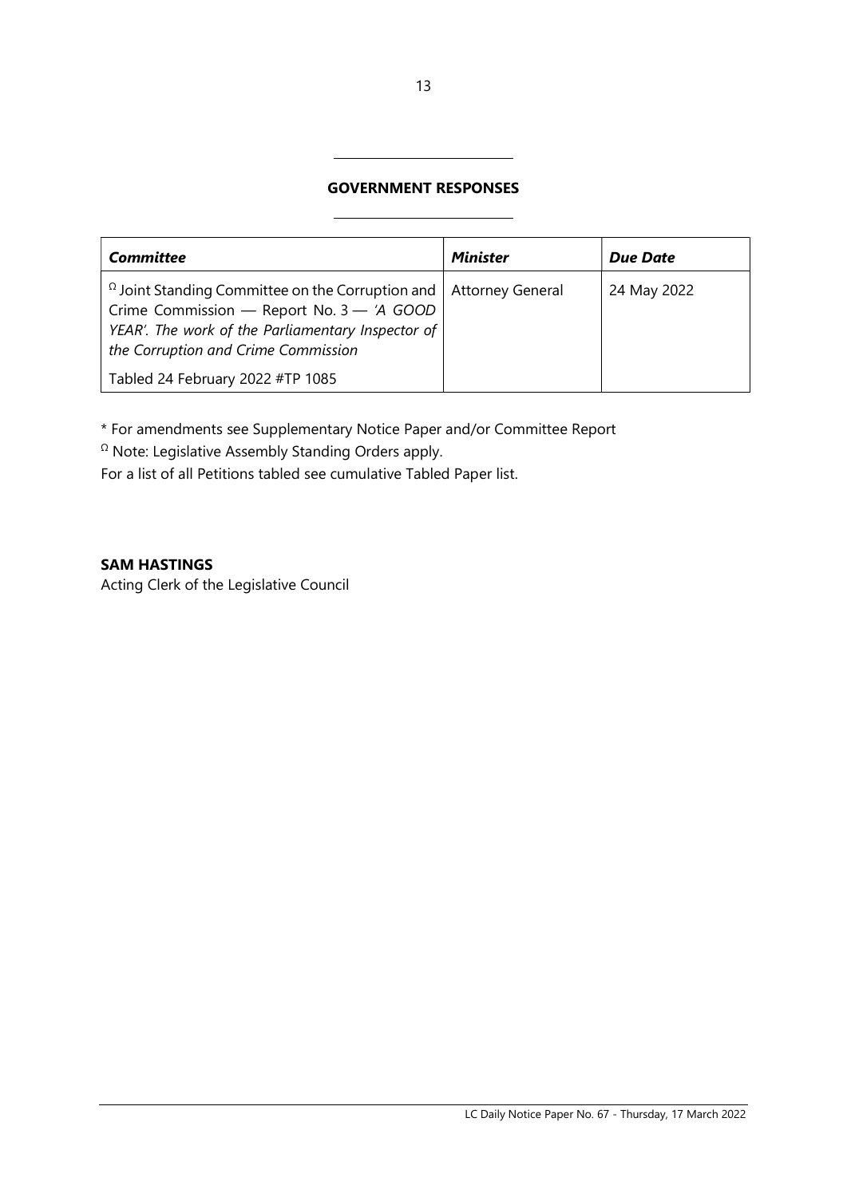## GOVERNMENT RESPONSES

| *Committee* | *Minister* | *Due Date* |
|---|---|---|
| Ω Joint Standing Committee on the Corruption and Crime Commission — Report No. 3 — *'A GOOD YEAR'. The work of the Parliamentary Inspector of the Corruption and Crime Commission*<br><br>Tabled 24 February 2022 #TP 1085 | Attorney General | 24 May 2022 |

* For amendments see Supplementary Notice Paper and/or Committee Report

Ω Note: Legislative Assembly Standing Orders apply.

For a list of all Petitions tabled see cumulative Tabled Paper list.

**SAM HASTINGS**

Acting Clerk of the Legislative Council